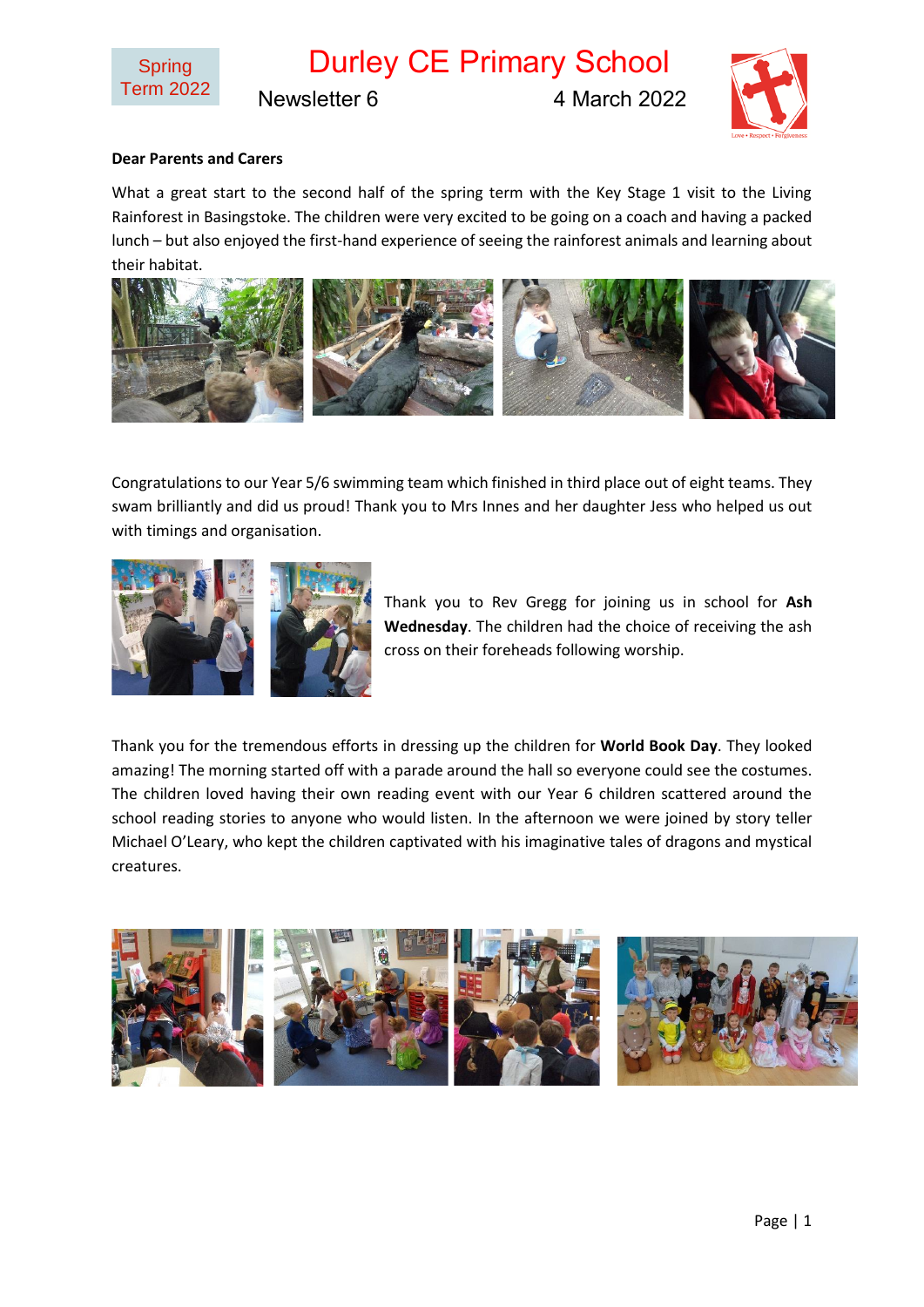Spring Term 2022

# Durley CE Primary School

Newsletter 6 4 March 2022

**Dear Parents and Carers**

What a great start to the second half of the spring term with the Key Stage 1 visit to the Living Rainforest in Basingstoke. The children were very excited to be going on a coach and having a packed lunch – but also enjoyed the first-hand experience of seeing the rainforest animals and learning about their habitat.

Congratulations to our Year 5/6 swimming team which finished in third place out of eight teams. They swam brilliantly and did us proud! Thank you to Mrs Innes and her daughter Jess who helped us out with timings and organisation.

Thank you to Rev Gregg for joining us in school for **Ash Wednesday**. The children had the choice of receiving the ash cross on their foreheads following worship.

Thank you for the tremendous efforts in dressing up the children for **World Book Day**. They looked amazing! The morning started off with a parade around the hall so everyone could see the costumes. The children loved having their own reading event with our Year 6 children scattered around the school reading stories to anyone who would listen. In the afternoon we were joined by story teller Michael O'Leary, who kept the children captivated with his imaginative tales of dragons and mystical creatures.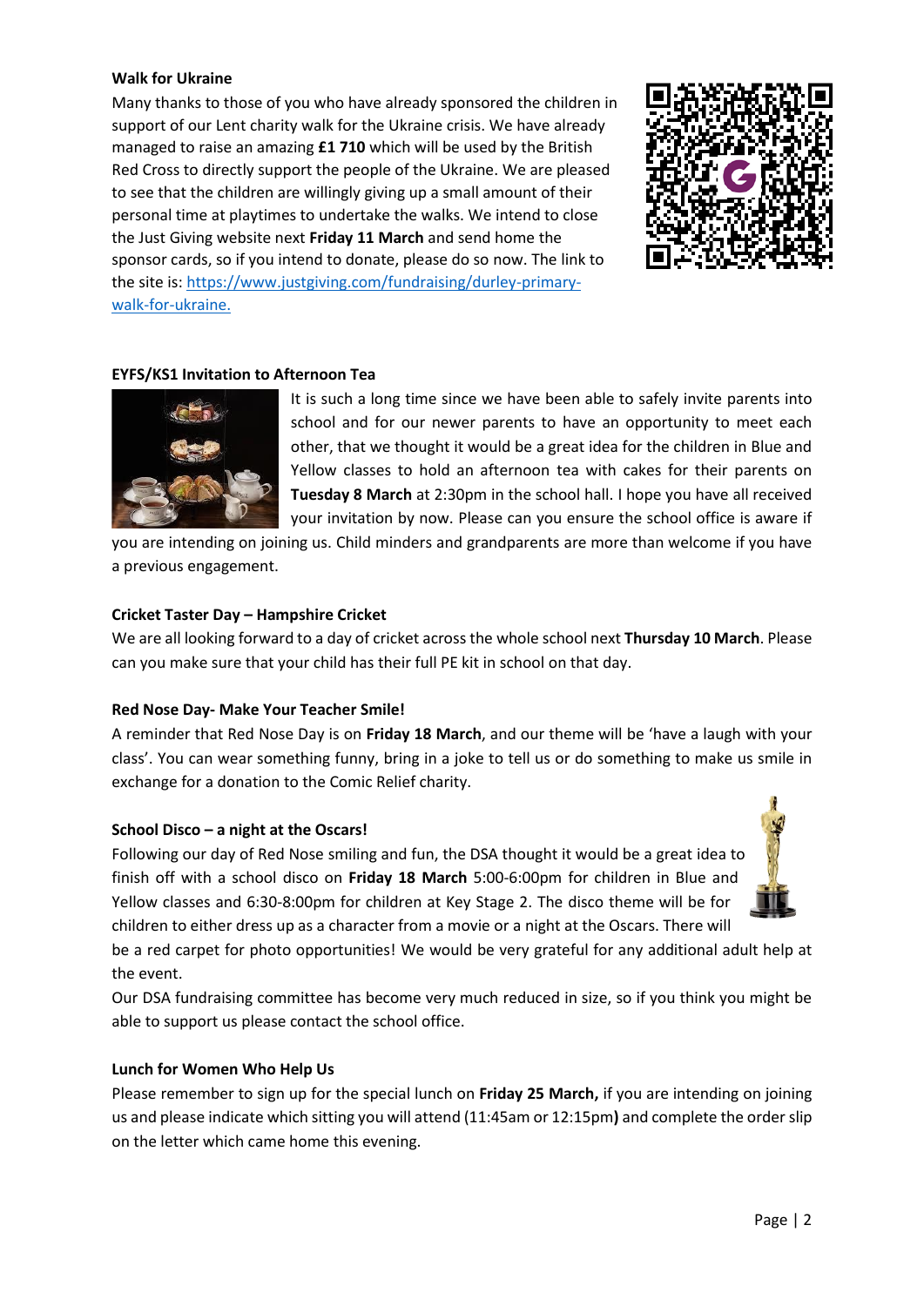**Walk for Ukraine**

Many thanks to those of you who have already sponsored the children in support of our Lent charity walk for the Ukraine crisis. We have already managed to raise an amazing **£1 710** which will be used by the British Red Cross to directly support the people of the Ukraine. We are pleased to see that the children are willingly giving up a small amount of their personal time at playtimes to undertake the walks. We intend to close the Just Giving website next **Friday 11 March** and send home the sponsor cards, so if you intend to donate, please do so now. The link to the site is: [https://www.justgiving.com/fundraising/durley-primary-walk-for-ukraine.](https://www.justgiving.com/fundraising/durley-primary-walk-for-ukraine)

**EYFS/KS1 Invitation to Afternoon Tea**

It is such a long time since we have been able to safely invite parents into school and for our newer parents to have an opportunity to meet each other, that we thought it would be a great idea for the children in Blue and Yellow classes to hold an afternoon tea with cakes for their parents on **Tuesday 8 March** at 2:30pm in the school hall. I hope you have all received your invitation by now. Please can you ensure the school office is aware if you are intending on joining us. Child minders and grandparents are more than welcome if you have a previous engagement.

**Cricket Taster Day – Hampshire Cricket**

We are all looking forward to a day of cricket across the whole school next **Thursday 10 March**. Please can you make sure that your child has their full PE kit in school on that day.

**Red Nose Day- Make Your Teacher Smile!**

A reminder that Red Nose Day is on **Friday 18 March**, and our theme will be 'have a laugh with your class'. You can wear something funny, bring in a joke to tell us or do something to make us smile in exchange for a donation to the Comic Relief charity.

**School Disco – a night at the Oscars!**

Following our day of Red Nose smiling and fun, the DSA thought it would be a great idea to finish off with a school disco on **Friday 18 March** 5:00-6:00pm for children in Blue and Yellow classes and 6:30-8:00pm for children at Key Stage 2. The disco theme will be for children to either dress up as a character from a movie or a night at the Oscars. There will be a red carpet for photo opportunities! We would be very grateful for any additional adult help at the event.

Our DSA fundraising committee has become very much reduced in size, so if you think you might be able to support us please contact the school office.

**Lunch for Women Who Help Us**

Please remember to sign up for the special lunch on **Friday 25 March,** if you are intending on joining us and please indicate which sitting you will attend (11:45am or 12:15pm**)** and complete the order slip on the letter which came home this evening.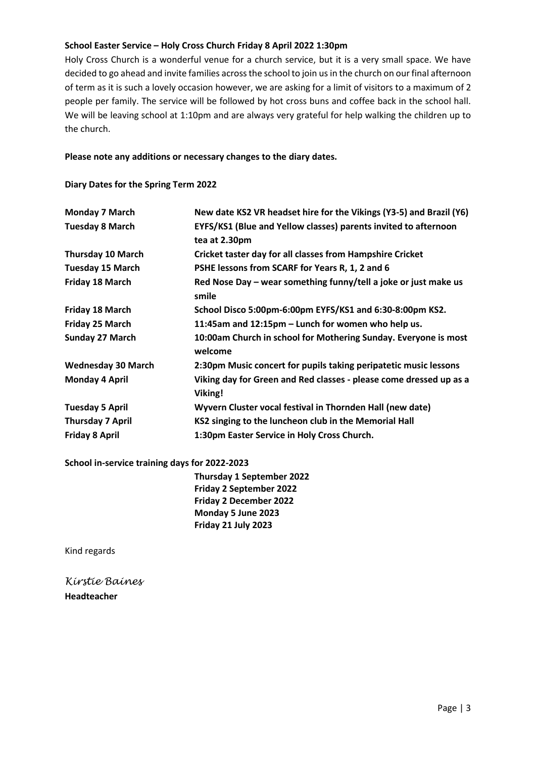**School Easter Service – Holy Cross Church Friday 8 April 2022 1:30pm**

Holy Cross Church is a wonderful venue for a church service, but it is a very small space. We have decided to go ahead and invite families across the school to join us in the church on our final afternoon of term as it is such a lovely occasion however, we are asking for a limit of visitors to a maximum of 2 people per family. The service will be followed by hot cross buns and coffee back in the school hall. We will be leaving school at 1:10pm and are always very grateful for help walking the children up to the church.

**Please note any additions or necessary changes to the diary dates.**

**Diary Dates for the Spring Term 2022**

| | |
|---|---|
| **Monday 7 March** | **New date KS2 VR headset hire for the Vikings (Y3-5) and Brazil (Y6)** |
| **Tuesday 8 March** | **EYFS/KS1 (Blue and Yellow classes) parents invited to afternoon tea at 2.30pm** |
| **Thursday 10 March** | **Cricket taster day for all classes from Hampshire Cricket** |
| **Tuesday 15 March** | **PSHE lessons from SCARF for Years R, 1, 2 and 6** |
| **Friday 18 March** | **Red Nose Day – wear something funny/tell a joke or just make us smile** |
| **Friday 18 March** | **School Disco 5:00pm-6:00pm EYFS/KS1 and 6:30-8:00pm KS2.** |
| **Friday 25 March** | **11:45am and 12:15pm – Lunch for women who help us.** |
| **Sunday 27 March** | **10:00am Church in school for Mothering Sunday. Everyone is most welcome** |
| **Wednesday 30 March** | **2:30pm Music concert for pupils taking peripatetic music lessons** |
| **Monday 4 April** | **Viking day for Green and Red classes - please come dressed up as a Viking!** |
| **Tuesday 5 April** | **Wyvern Cluster vocal festival in Thornden Hall (new date)** |
| **Thursday 7 April** | **KS2 singing to the luncheon club in the Memorial Hall** |
| **Friday 8 April** | **1:30pm Easter Service in Holy Cross Church.** |

**School in-service training days for 2022-2023**

**Thursday 1 September 2022**
**Friday 2 September 2022**
**Friday 2 December 2022**
**Monday 5 June 2023**
**Friday 21 July 2023**

Kind regards

*Kirstie Baines*
**Headteacher**